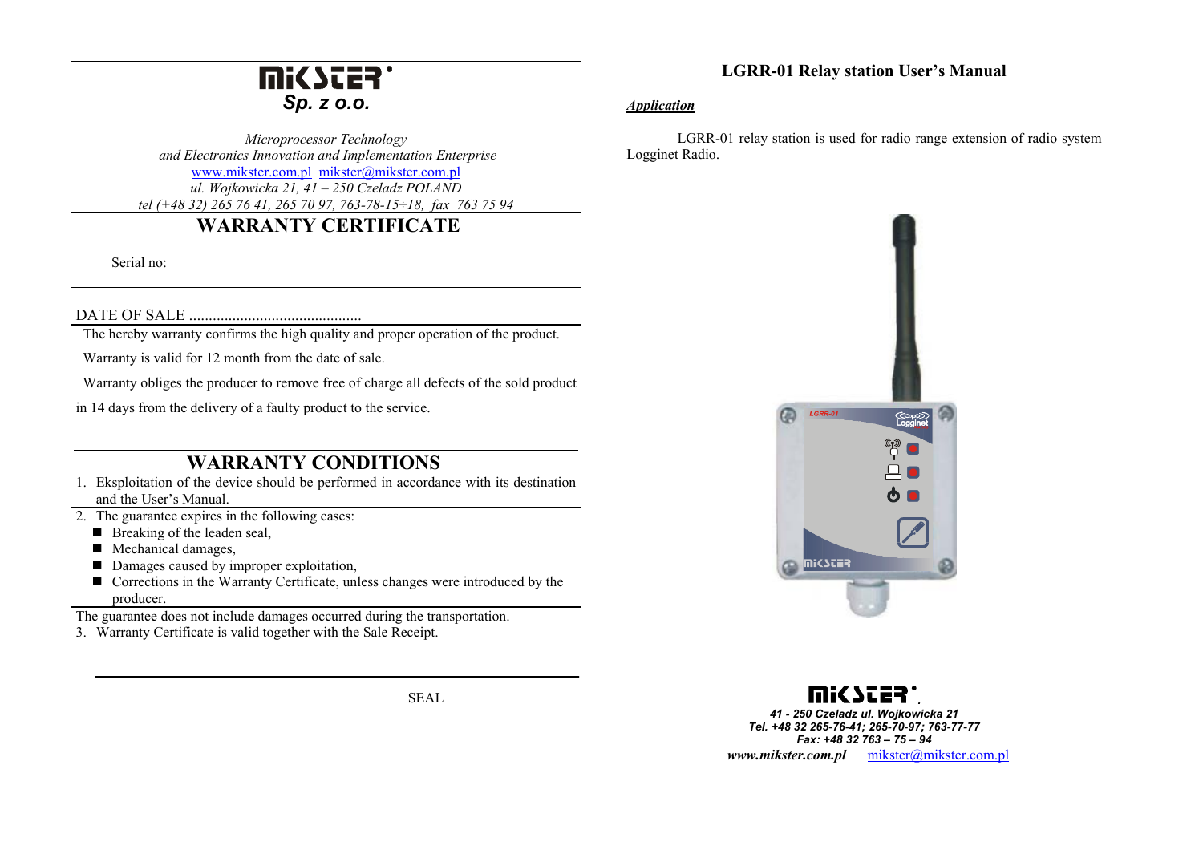# MIKSTER

***Sp. z o.o.***

*Microprocessor Technology*
*and Electronics Innovation and Implementation Enterprise*
[www.mikster.com.pl](http://www.mikster.com.pl) [mikster@mikster.com.pl](mailto:mikster@mikster.com.pl)
*ul. Wojkowicka 21, 41 – 250 Czeladz POLAND*
*tel (+48 32) 265 76 41, 265 70 97, 763-78-15÷18, fax 763 75 94*

## WARRANTY CERTIFICATE

Serial no:

DATE OF SALE ............................................

The hereby warranty confirms the high quality and proper operation of the product.

Warranty is valid for 12 month from the date of sale.

Warranty obliges the producer to remove free of charge all defects of the sold product in 14 days from the delivery of a faulty product to the service.

## WARRANTY CONDITIONS

1. Eksploitation of the device should be performed in accordance with its destination and the User's Manual.
2. The guarantee expires in the following cases:
   - Breaking of the leaden seal,
   - Mechanical damages,
   - Damages caused by improper exploitation,
   - Corrections in the Warranty Certificate, unless changes were introduced by the producer.

The guarantee does not include damages occurred during the transportation.

3. Warranty Certificate is valid together with the Sale Receipt.

SEAL

# LGRR-01 Relay station User's Manual

***Application***

LGRR-01 relay station is used for radio range extension of radio system Logginet Radio.

MIKSTER

***41 - 250 Czeladz ul. Wojkowicka 21***
***Tel. +48 32 265-76-41; 265-70-97; 763-77-77***
***Fax: +48 32 763 – 75 – 94***
***www.mikster.com.pl*** [mikster@mikster.com.pl](mailto:mikster@mikster.com.pl)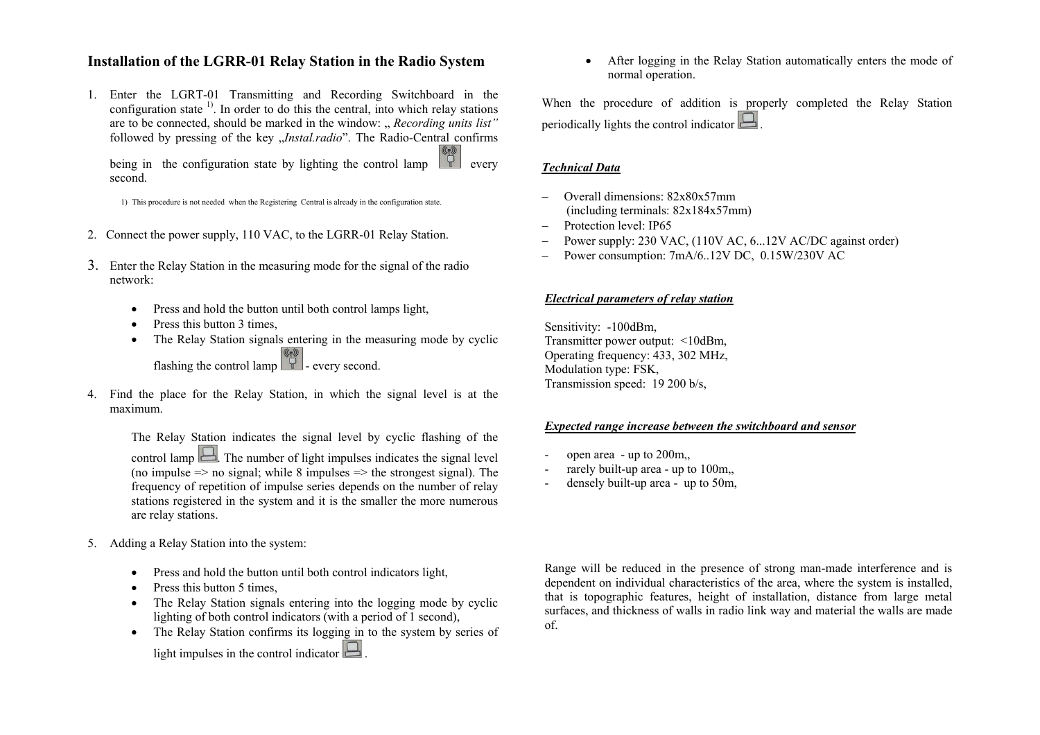## Installation of the LGRR-01 Relay Station in the Radio System

1. Enter the LGRT-01 Transmitting and Recording Switchboard in the configuration state [1]. In order to do this the central, into which relay stations are to be connected, should be marked in the window: „ *Recording units list"* followed by pressing of the key „*Instal.radio*". The Radio-Central confirms being in the configuration state by lighting the control lamp every second.

   1) This procedure is not needed when the Registering Central is already in the configuration state.

2. Connect the power supply, 110 VAC, to the LGRR-01 Relay Station.

3. Enter the Relay Station in the measuring mode for the signal of the radio network:

   - Press and hold the button until both control lamps light,
   - Press this button 3 times,
   - The Relay Station signals entering in the measuring mode by cyclic flashing the control lamp - every second.

4. Find the place for the Relay Station, in which the signal level is at the maximum.

   The Relay Station indicates the signal level by cyclic flashing of the control lamp. The number of light impulses indicates the signal level (no impulse => no signal; while 8 impulses => the strongest signal). The frequency of repetition of impulse series depends on the number of relay stations registered in the system and it is the smaller the more numerous are relay stations.

5. Adding a Relay Station into the system:

   - Press and hold the button until both control indicators light,
   - Press this button 5 times,
   - The Relay Station signals entering into the logging mode by cyclic lighting of both control indicators (with a period of 1 second),
   - The Relay Station confirms its logging in to the system by series of light impulses in the control indicator .
   - After logging in the Relay Station automatically enters the mode of normal operation.

When the procedure of addition is properly completed the Relay Station periodically lights the control indicator .

***Technical Data***

- Overall dimensions: 82x80x57mm (including terminals: 82x184x57mm)
- Protection level: IP65
- Power supply: 230 VAC, (110V AC, 6...12V AC/DC against order)
- Power consumption: 7mA/6..12V DC, 0.15W/230V AC

***Electrical parameters of relay station***

Sensitivity: -100dBm,
Transmitter power output: <10dBm,
Operating frequency: 433, 302 MHz,
Modulation type: FSK,
Transmission speed: 19 200 b/s,

***Expected range increase between the switchboard and sensor***

- open area - up to 200m,,
- rarely built-up area - up to 100m,,
- densely built-up area - up to 50m,

Range will be reduced in the presence of strong man-made interference and is dependent on individual characteristics of the area, where the system is installed, that is topographic features, height of installation, distance from large metal surfaces, and thickness of walls in radio link way and material the walls are made of.